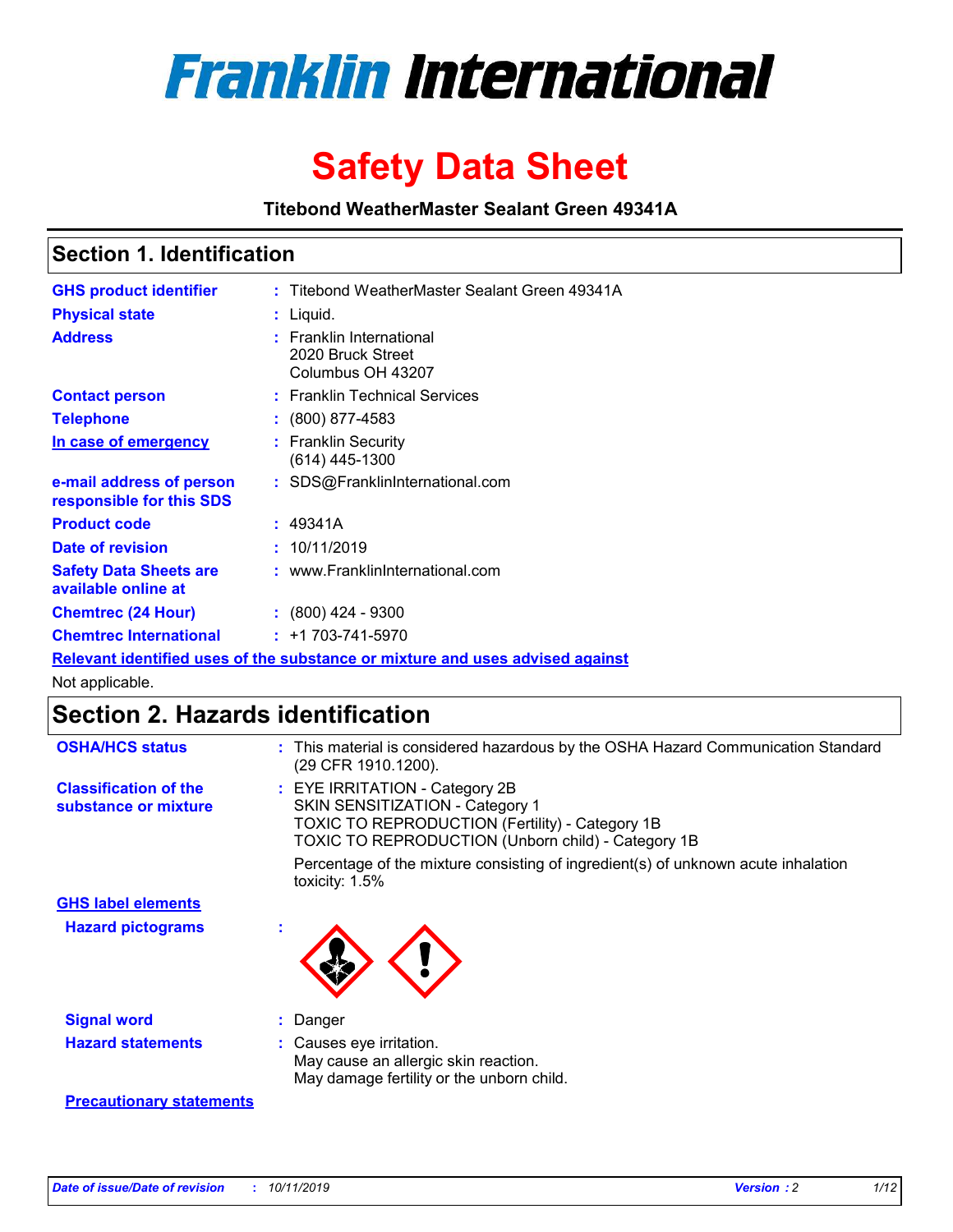# Franklin International

# Safety Data Sheet

**Titebond WeatherMaster Sealant Green 49341A**

## Section 1. Identification

| | | |
|---|---|---|
| **GHS product identifier** | : | Titebond WeatherMaster Sealant Green 49341A |
| **Physical state** | : | Liquid. |
| **Address** | : | Franklin International<br>2020 Bruck Street<br>Columbus OH 43207 |
| **Contact person** | : | Franklin Technical Services |
| **Telephone** | : | (800) 877-4583 |
| **In case of emergency** | : | Franklin Security<br>(614) 445-1300 |
| **e-mail address of person responsible for this SDS** | : | SDS@FranklinInternational.com |
| **Product code** | : | 49341A |
| **Date of revision** | : | 10/11/2019 |
| **Safety Data Sheets are available online at** | : | www.FranklinInternational.com |
| **Chemtrec (24 Hour)** | : | (800) 424 - 9300 |
| **Chemtrec International** | : | +1 703-741-5970 |

**Relevant identified uses of the substance or mixture and uses advised against**

Not applicable.

## Section 2. Hazards identification

**OSHA/HCS status** : This material is considered hazardous by the OSHA Hazard Communication Standard (29 CFR 1910.1200).

**Classification of the substance or mixture** : EYE IRRITATION - Category 2B
SKIN SENSITIZATION - Category 1
TOXIC TO REPRODUCTION (Fertility) - Category 1B
TOXIC TO REPRODUCTION (Unborn child) - Category 1B

Percentage of the mixture consisting of ingredient(s) of unknown acute inhalation toxicity: 1.5%

**GHS label elements**

**Hazard pictograms** :

**Signal word** : Danger

**Hazard statements** : Causes eye irritation.
May cause an allergic skin reaction.
May damage fertility or the unborn child.

**Precautionary statements**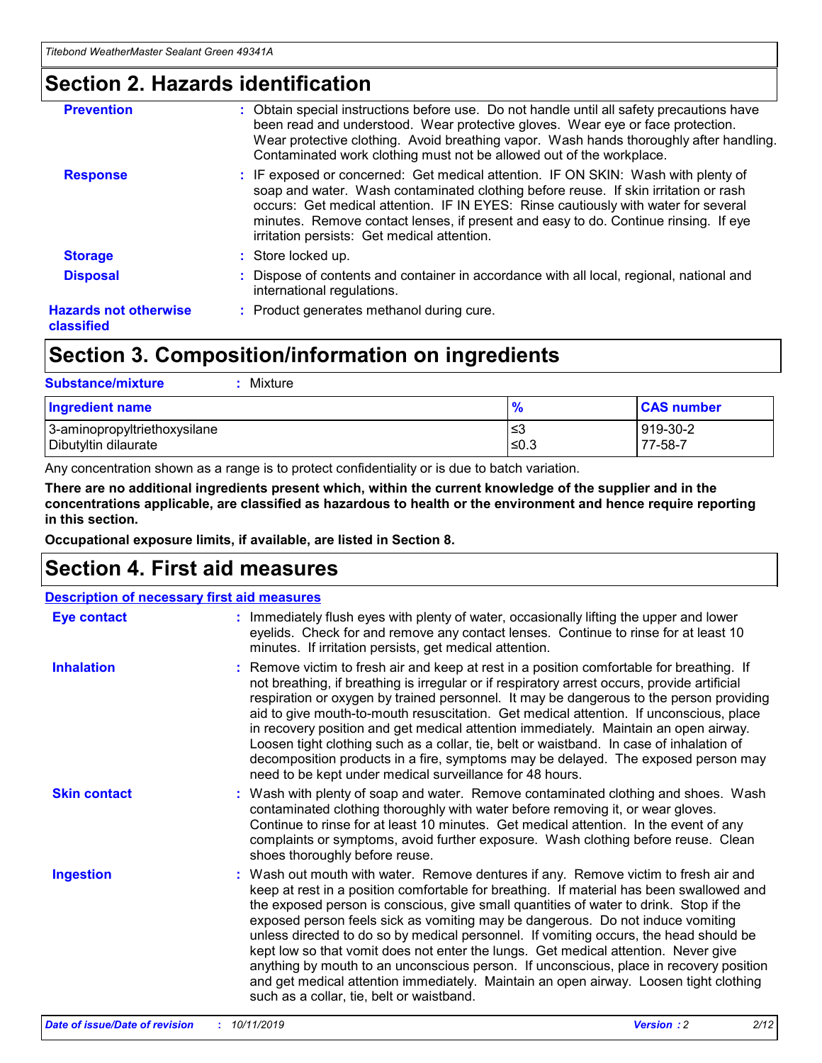## Section 2. Hazards identification

| | |
|---|---|
| **Prevention** | : Obtain special instructions before use. Do not handle until all safety precautions have been read and understood. Wear protective gloves. Wear eye or face protection. Wear protective clothing. Avoid breathing vapor. Wash hands thoroughly after handling. Contaminated work clothing must not be allowed out of the workplace. |
| **Response** | : IF exposed or concerned: Get medical attention. IF ON SKIN: Wash with plenty of soap and water. Wash contaminated clothing before reuse. If skin irritation or rash occurs: Get medical attention. IF IN EYES: Rinse cautiously with water for several minutes. Remove contact lenses, if present and easy to do. Continue rinsing. If eye irritation persists: Get medical attention. |
| **Storage** | : Store locked up. |
| **Disposal** | : Dispose of contents and container in accordance with all local, regional, national and international regulations. |
| **Hazards not otherwise classified** | : Product generates methanol during cure. |

## Section 3. Composition/information on ingredients

**Substance/mixture** : Mixture

| Ingredient name | % | CAS number |
|---|---|---|
| 3-aminopropyltriethoxysilane | ≤3 | 919-30-2 |
| Dibutyltin dilaurate | ≤0.3 | 77-58-7 |

Any concentration shown as a range is to protect confidentiality or is due to batch variation.

**There are no additional ingredients present which, within the current knowledge of the supplier and in the concentrations applicable, are classified as hazardous to health or the environment and hence require reporting in this section.**

**Occupational exposure limits, if available, are listed in Section 8.**

## Section 4. First aid measures

**Description of necessary first aid measures**

| | |
|---|---|
| **Eye contact** | : Immediately flush eyes with plenty of water, occasionally lifting the upper and lower eyelids. Check for and remove any contact lenses. Continue to rinse for at least 10 minutes. If irritation persists, get medical attention. |
| **Inhalation** | : Remove victim to fresh air and keep at rest in a position comfortable for breathing. If not breathing, if breathing is irregular or if respiratory arrest occurs, provide artificial respiration or oxygen by trained personnel. It may be dangerous to the person providing aid to give mouth-to-mouth resuscitation. Get medical attention. If unconscious, place in recovery position and get medical attention immediately. Maintain an open airway. Loosen tight clothing such as a collar, tie, belt or waistband. In case of inhalation of decomposition products in a fire, symptoms may be delayed. The exposed person may need to be kept under medical surveillance for 48 hours. |
| **Skin contact** | : Wash with plenty of soap and water. Remove contaminated clothing and shoes. Wash contaminated clothing thoroughly with water before removing it, or wear gloves. Continue to rinse for at least 10 minutes. Get medical attention. In the event of any complaints or symptoms, avoid further exposure. Wash clothing before reuse. Clean shoes thoroughly before reuse. |
| **Ingestion** | : Wash out mouth with water. Remove dentures if any. Remove victim to fresh air and keep at rest in a position comfortable for breathing. If material has been swallowed and the exposed person is conscious, give small quantities of water to drink. Stop if the exposed person feels sick as vomiting may be dangerous. Do not induce vomiting unless directed to do so by medical personnel. If vomiting occurs, the head should be kept low so that vomit does not enter the lungs. Get medical attention. Never give anything by mouth to an unconscious person. If unconscious, place in recovery position and get medical attention immediately. Maintain an open airway. Loosen tight clothing such as a collar, tie, belt or waistband. |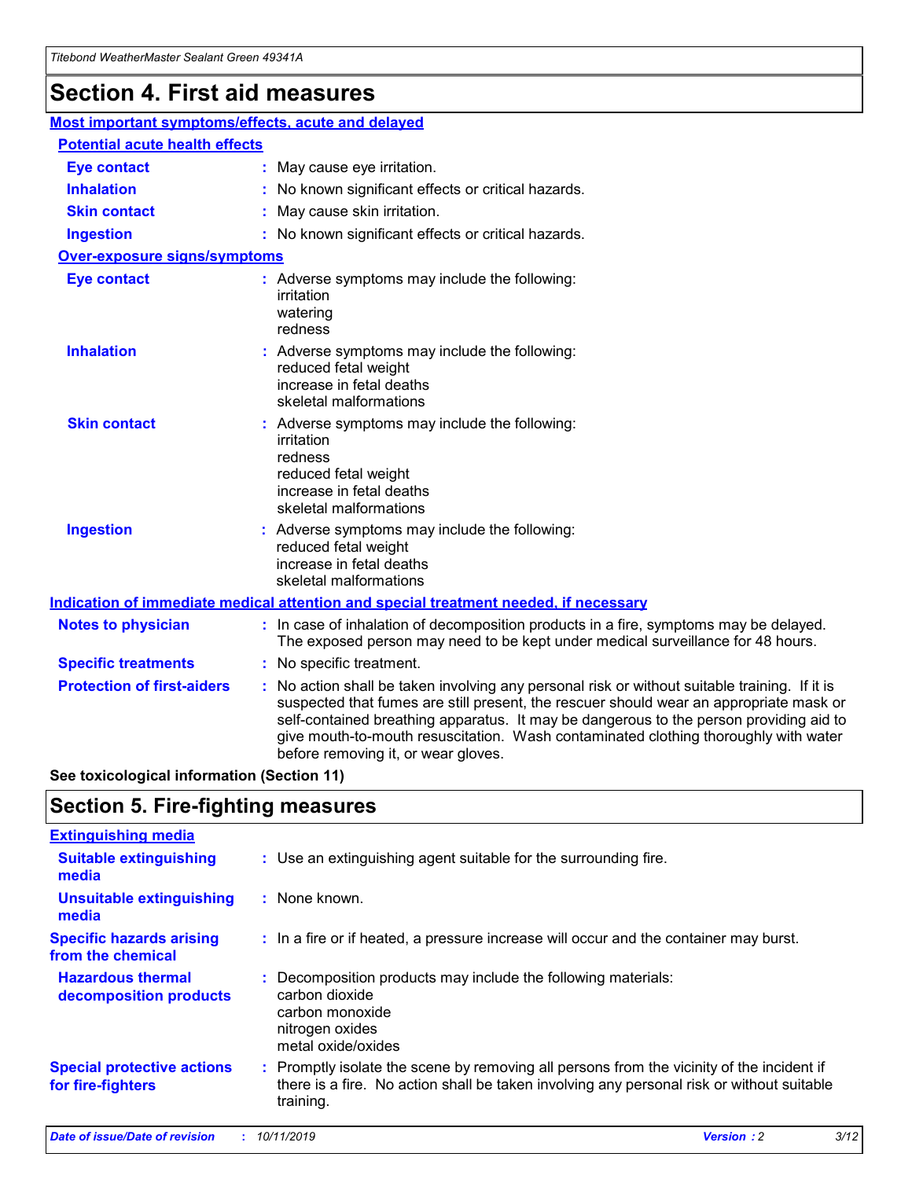# Section 4. First aid measures

## Most important symptoms/effects, acute and delayed

### Potential acute health effects

| | |
|---|---|
| **Eye contact** | : May cause eye irritation. |
| **Inhalation** | : No known significant effects or critical hazards. |
| **Skin contact** | : May cause skin irritation. |
| **Ingestion** | : No known significant effects or critical hazards. |

### Over-exposure signs/symptoms

| | |
|---|---|
| **Eye contact** | : Adverse symptoms may include the following: irritation watering redness |
| **Inhalation** | : Adverse symptoms may include the following: reduced fetal weight increase in fetal deaths skeletal malformations |
| **Skin contact** | : Adverse symptoms may include the following: irritation redness reduced fetal weight increase in fetal deaths skeletal malformations |
| **Ingestion** | : Adverse symptoms may include the following: reduced fetal weight increase in fetal deaths skeletal malformations |

## Indication of immediate medical attention and special treatment needed, if necessary

| | |
|---|---|
| **Notes to physician** | : In case of inhalation of decomposition products in a fire, symptoms may be delayed. The exposed person may need to be kept under medical surveillance for 48 hours. |
| **Specific treatments** | : No specific treatment. |
| **Protection of first-aiders** | : No action shall be taken involving any personal risk or without suitable training. If it is suspected that fumes are still present, the rescuer should wear an appropriate mask or self-contained breathing apparatus. It may be dangerous to the person providing aid to give mouth-to-mouth resuscitation. Wash contaminated clothing thoroughly with water before removing it, or wear gloves. |

**See toxicological information (Section 11)**

# Section 5. Fire-fighting measures

## Extinguishing media

| | |
|---|---|
| **Suitable extinguishing media** | : Use an extinguishing agent suitable for the surrounding fire. |
| **Unsuitable extinguishing media** | : None known. |
| **Specific hazards arising from the chemical** | : In a fire or if heated, a pressure increase will occur and the container may burst. |
| **Hazardous thermal decomposition products** | : Decomposition products may include the following materials: carbon dioxide carbon monoxide nitrogen oxides metal oxide/oxides |
| **Special protective actions for fire-fighters** | : Promptly isolate the scene by removing all persons from the vicinity of the incident if there is a fire. No action shall be taken involving any personal risk or without suitable training. |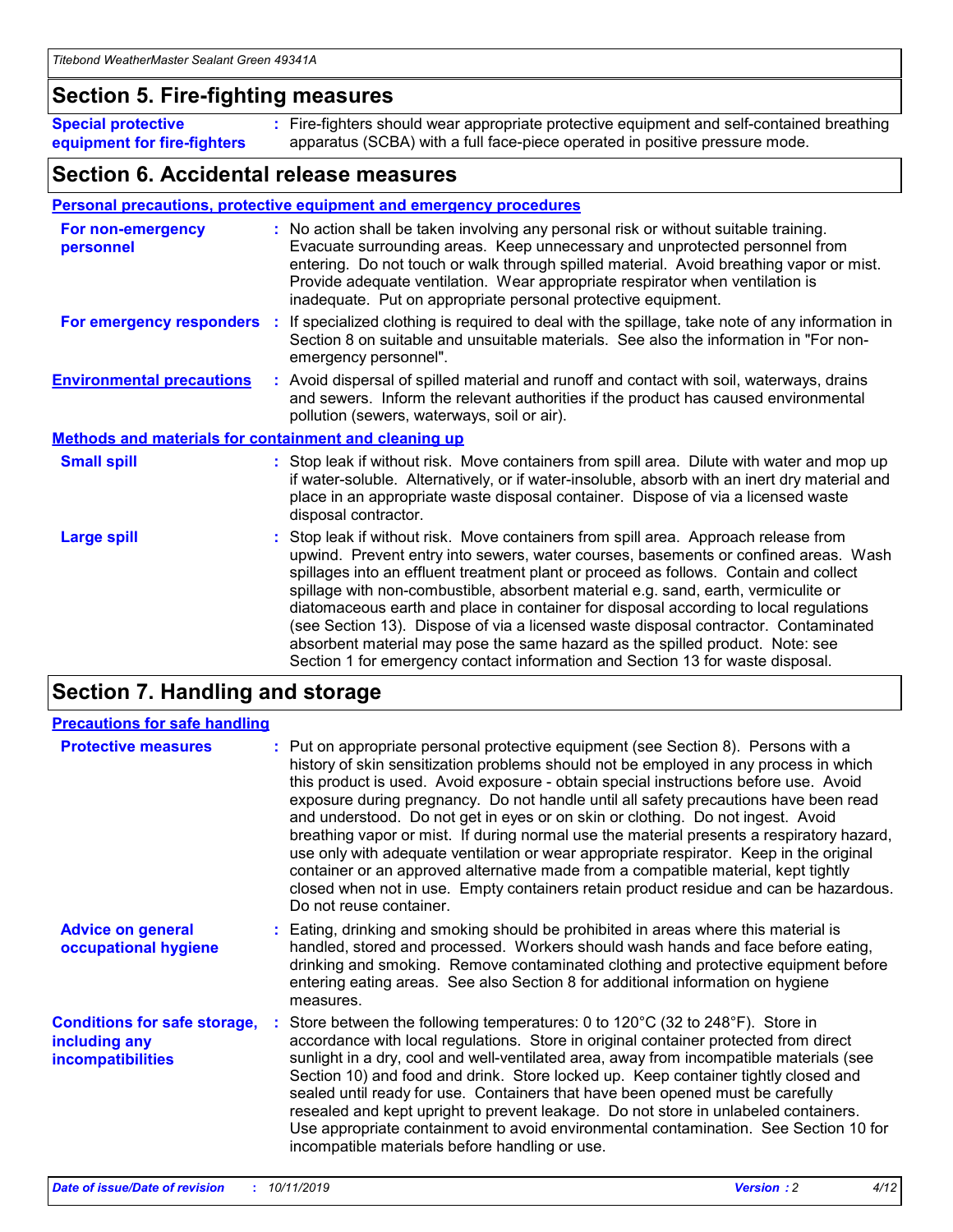## Section 5. Fire-fighting measures

**Special protective equipment for fire-fighters** : Fire-fighters should wear appropriate protective equipment and self-contained breathing apparatus (SCBA) with a full face-piece operated in positive pressure mode.

## Section 6. Accidental release measures

### Personal precautions, protective equipment and emergency procedures

**For non-emergency personnel** : No action shall be taken involving any personal risk or without suitable training. Evacuate surrounding areas. Keep unnecessary and unprotected personnel from entering. Do not touch or walk through spilled material. Avoid breathing vapor or mist. Provide adequate ventilation. Wear appropriate respirator when ventilation is inadequate. Put on appropriate personal protective equipment.

**For emergency responders** : If specialized clothing is required to deal with the spillage, take note of any information in Section 8 on suitable and unsuitable materials. See also the information in "For non-emergency personnel".

**Environmental precautions** : Avoid dispersal of spilled material and runoff and contact with soil, waterways, drains and sewers. Inform the relevant authorities if the product has caused environmental pollution (sewers, waterways, soil or air).

### Methods and materials for containment and cleaning up

**Small spill** : Stop leak if without risk. Move containers from spill area. Dilute with water and mop up if water-soluble. Alternatively, or if water-insoluble, absorb with an inert dry material and place in an appropriate waste disposal container. Dispose of via a licensed waste disposal contractor.

**Large spill** : Stop leak if without risk. Move containers from spill area. Approach release from upwind. Prevent entry into sewers, water courses, basements or confined areas. Wash spillages into an effluent treatment plant or proceed as follows. Contain and collect spillage with non-combustible, absorbent material e.g. sand, earth, vermiculite or diatomaceous earth and place in container for disposal according to local regulations (see Section 13). Dispose of via a licensed waste disposal contractor. Contaminated absorbent material may pose the same hazard as the spilled product. Note: see Section 1 for emergency contact information and Section 13 for waste disposal.

## Section 7. Handling and storage

### Precautions for safe handling

**Protective measures** : Put on appropriate personal protective equipment (see Section 8). Persons with a history of skin sensitization problems should not be employed in any process in which this product is used. Avoid exposure - obtain special instructions before use. Avoid exposure during pregnancy. Do not handle until all safety precautions have been read and understood. Do not get in eyes or on skin or clothing. Do not ingest. Avoid breathing vapor or mist. If during normal use the material presents a respiratory hazard, use only with adequate ventilation or wear appropriate respirator. Keep in the original container or an approved alternative made from a compatible material, kept tightly closed when not in use. Empty containers retain product residue and can be hazardous. Do not reuse container.

**Advice on general occupational hygiene** : Eating, drinking and smoking should be prohibited in areas where this material is handled, stored and processed. Workers should wash hands and face before eating, drinking and smoking. Remove contaminated clothing and protective equipment before entering eating areas. See also Section 8 for additional information on hygiene measures.

**Conditions for safe storage, including any incompatibilities** : Store between the following temperatures: 0 to 120°C (32 to 248°F). Store in accordance with local regulations. Store in original container protected from direct sunlight in a dry, cool and well-ventilated area, away from incompatible materials (see Section 10) and food and drink. Store locked up. Keep container tightly closed and sealed until ready for use. Containers that have been opened must be carefully resealed and kept upright to prevent leakage. Do not store in unlabeled containers. Use appropriate containment to avoid environmental contamination. See Section 10 for incompatible materials before handling or use.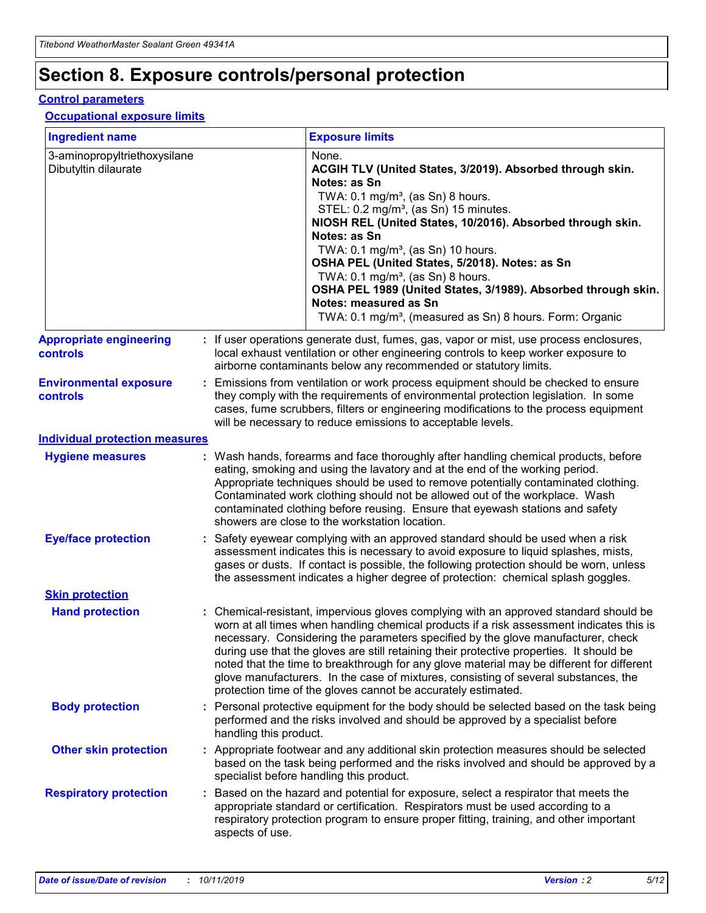# Section 8. Exposure controls/personal protection

## Control parameters

### Occupational exposure limits

| Ingredient name | Exposure limits |
| --- | --- |
| 3-aminopropyltriethoxysilane<br>Dibutyltin dilaurate | None.<br>**ACGIH TLV (United States, 3/2019). Absorbed through skin. Notes: as Sn**<br>TWA: 0.1 mg/m³, (as Sn) 8 hours.<br>STEL: 0.2 mg/m³, (as Sn) 15 minutes.<br>**NIOSH REL (United States, 10/2016). Absorbed through skin. Notes: as Sn**<br>TWA: 0.1 mg/m³, (as Sn) 10 hours.<br>**OSHA PEL (United States, 5/2018). Notes: as Sn**<br>TWA: 0.1 mg/m³, (as Sn) 8 hours.<br>**OSHA PEL 1989 (United States, 3/1989). Absorbed through skin. Notes: measured as Sn**<br>TWA: 0.1 mg/m³, (measured as Sn) 8 hours. Form: Organic |

**Appropriate engineering controls** : If user operations generate dust, fumes, gas, vapor or mist, use process enclosures, local exhaust ventilation or other engineering controls to keep worker exposure to airborne contaminants below any recommended or statutory limits.

**Environmental exposure controls** : Emissions from ventilation or work process equipment should be checked to ensure they comply with the requirements of environmental protection legislation. In some cases, fume scrubbers, filters or engineering modifications to the process equipment will be necessary to reduce emissions to acceptable levels.

## Individual protection measures

**Hygiene measures** : Wash hands, forearms and face thoroughly after handling chemical products, before eating, smoking and using the lavatory and at the end of the working period. Appropriate techniques should be used to remove potentially contaminated clothing. Contaminated work clothing should not be allowed out of the workplace. Wash contaminated clothing before reusing. Ensure that eyewash stations and safety showers are close to the workstation location.

**Eye/face protection** : Safety eyewear complying with an approved standard should be used when a risk assessment indicates this is necessary to avoid exposure to liquid splashes, mists, gases or dusts. If contact is possible, the following protection should be worn, unless the assessment indicates a higher degree of protection: chemical splash goggles.

### Skin protection

**Hand protection** : Chemical-resistant, impervious gloves complying with an approved standard should be worn at all times when handling chemical products if a risk assessment indicates this is necessary. Considering the parameters specified by the glove manufacturer, check during use that the gloves are still retaining their protective properties. It should be noted that the time to breakthrough for any glove material may be different for different glove manufacturers. In the case of mixtures, consisting of several substances, the protection time of the gloves cannot be accurately estimated.

**Body protection** : Personal protective equipment for the body should be selected based on the task being performed and the risks involved and should be approved by a specialist before handling this product.

**Other skin protection** : Appropriate footwear and any additional skin protection measures should be selected based on the task being performed and the risks involved and should be approved by a specialist before handling this product.

**Respiratory protection** : Based on the hazard and potential for exposure, select a respirator that meets the appropriate standard or certification. Respirators must be used according to a respiratory protection program to ensure proper fitting, training, and other important aspects of use.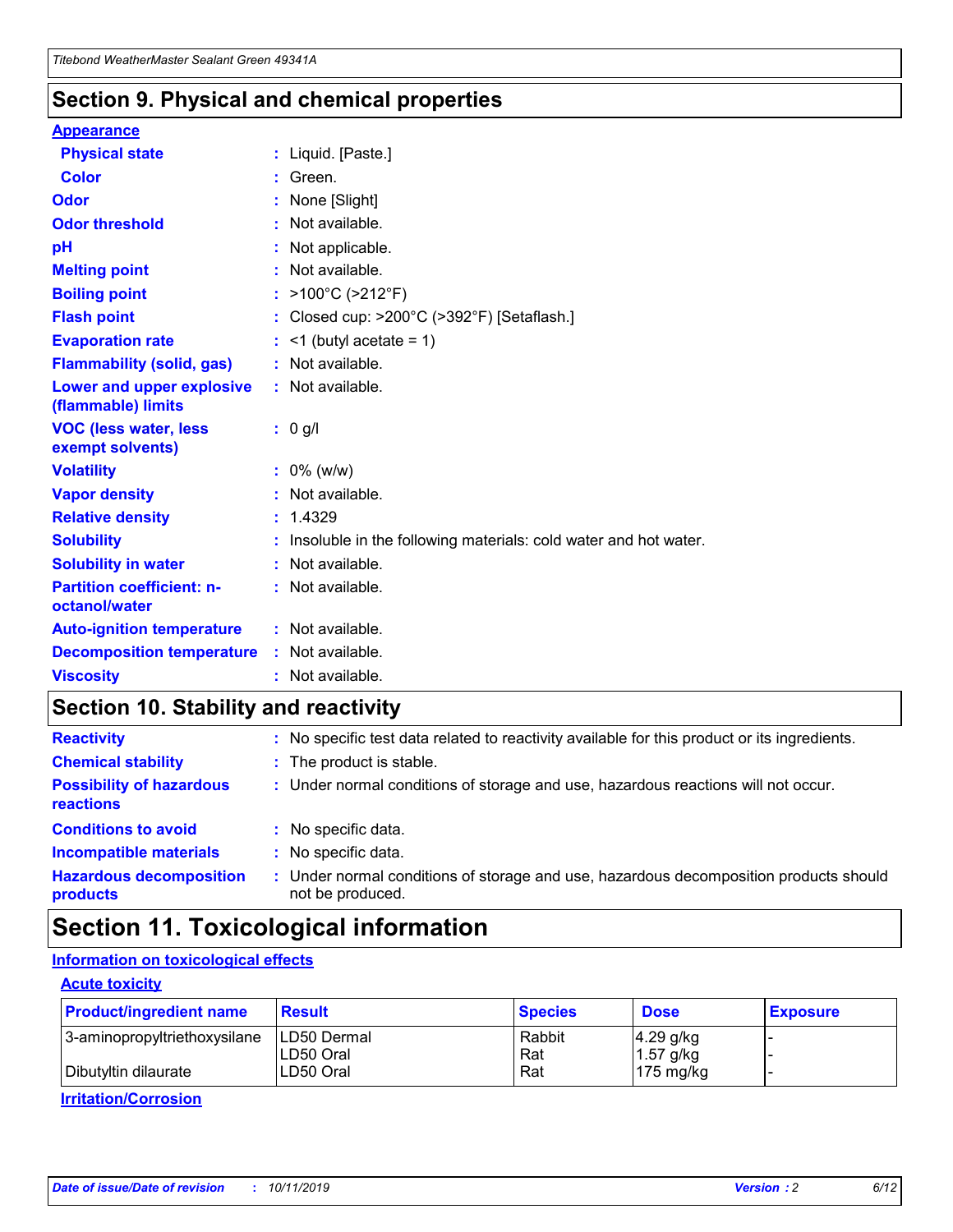## Section 9. Physical and chemical properties

### Appearance

| | | |
|---|---|---|
| **Physical state** | : | Liquid. [Paste.] |
| **Color** | : | Green. |
| **Odor** | : | None [Slight] |
| **Odor threshold** | : | Not available. |
| **pH** | : | Not applicable. |
| **Melting point** | : | Not available. |
| **Boiling point** | : | >100°C (>212°F) |
| **Flash point** | : | Closed cup: >200°C (>392°F) [Setaflash.] |
| **Evaporation rate** | : | <1 (butyl acetate = 1) |
| **Flammability (solid, gas)** | : | Not available. |
| **Lower and upper explosive (flammable) limits** | : | Not available. |
| **VOC (less water, less exempt solvents)** | : | 0 g/l |
| **Volatility** | : | 0% (w/w) |
| **Vapor density** | : | Not available. |
| **Relative density** | : | 1.4329 |
| **Solubility** | : | Insoluble in the following materials: cold water and hot water. |
| **Solubility in water** | : | Not available. |
| **Partition coefficient: n-octanol/water** | : | Not available. |
| **Auto-ignition temperature** | : | Not available. |
| **Decomposition temperature** | : | Not available. |
| **Viscosity** | : | Not available. |

## Section 10. Stability and reactivity

| | | |
|---|---|---|
| **Reactivity** | : | No specific test data related to reactivity available for this product or its ingredients. |
| **Chemical stability** | : | The product is stable. |
| **Possibility of hazardous reactions** | : | Under normal conditions of storage and use, hazardous reactions will not occur. |
| **Conditions to avoid** | : | No specific data. |
| **Incompatible materials** | : | No specific data. |
| **Hazardous decomposition products** | : | Under normal conditions of storage and use, hazardous decomposition products should not be produced. |

## Section 11. Toxicological information

### Information on toxicological effects

#### Acute toxicity

| Product/ingredient name | Result | Species | Dose | Exposure |
|---|---|---|---|---|
| 3-aminopropyltriethoxysilane | LD50 Dermal | Rabbit | 4.29 g/kg | - |
| | LD50 Oral | Rat | 1.57 g/kg | - |
| Dibutyltin dilaurate | LD50 Oral | Rat | 175 mg/kg | - |

#### Irritation/Corrosion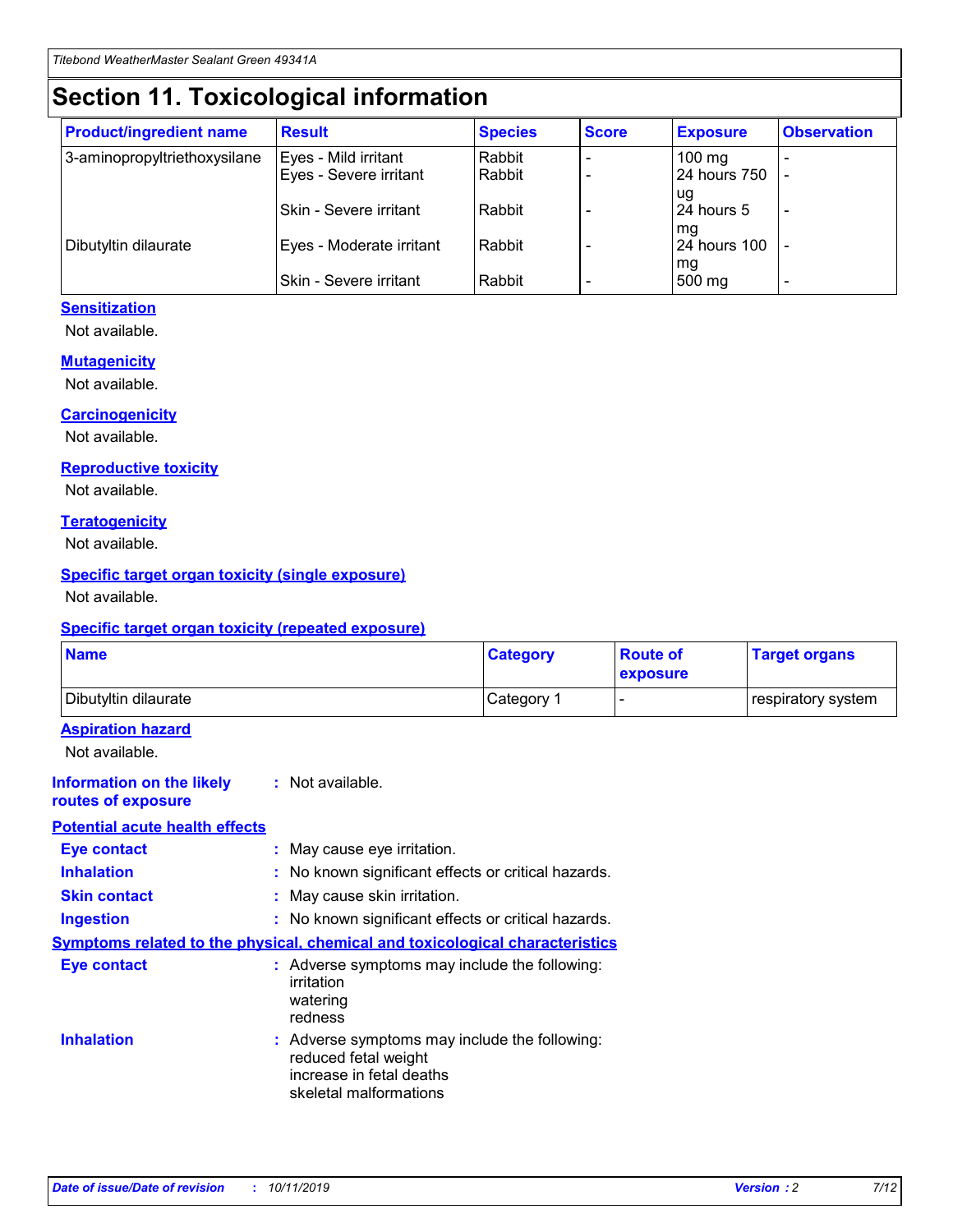# Section 11. Toxicological information

| Product/ingredient name | Result | Species | Score | Exposure | Observation |
|---|---|---|---|---|---|
| 3-aminopropyltriethoxysilane | Eyes - Mild irritant | Rabbit | - | 100 mg | - |
| | Eyes - Severe irritant | Rabbit | - | 24 hours 750 ug | - |
| | Skin - Severe irritant | Rabbit | - | 24 hours 5 mg | - |
| Dibutyltin dilaurate | Eyes - Moderate irritant | Rabbit | - | 24 hours 100 mg | - |
| | Skin - Severe irritant | Rabbit | - | 500 mg | - |

**Sensitization**

Not available.

**Mutagenicity**

Not available.

**Carcinogenicity**

Not available.

**Reproductive toxicity**

Not available.

**Teratogenicity**

Not available.

**Specific target organ toxicity (single exposure)**

Not available.

**Specific target organ toxicity (repeated exposure)**

| Name | Category | Route of exposure | Target organs |
|---|---|---|---|
| Dibutyltin dilaurate | Category 1 | - | respiratory system |

**Aspiration hazard**

Not available.

**Information on the likely routes of exposure** : Not available.

**Potential acute health effects**

**Eye contact** : May cause eye irritation.

**Inhalation** : No known significant effects or critical hazards.

**Skin contact** : May cause skin irritation.

**Ingestion** : No known significant effects or critical hazards.

**Symptoms related to the physical, chemical and toxicological characteristics**

**Eye contact** : Adverse symptoms may include the following:
irritation
watering
redness

**Inhalation** : Adverse symptoms may include the following:
reduced fetal weight
increase in fetal deaths
skeletal malformations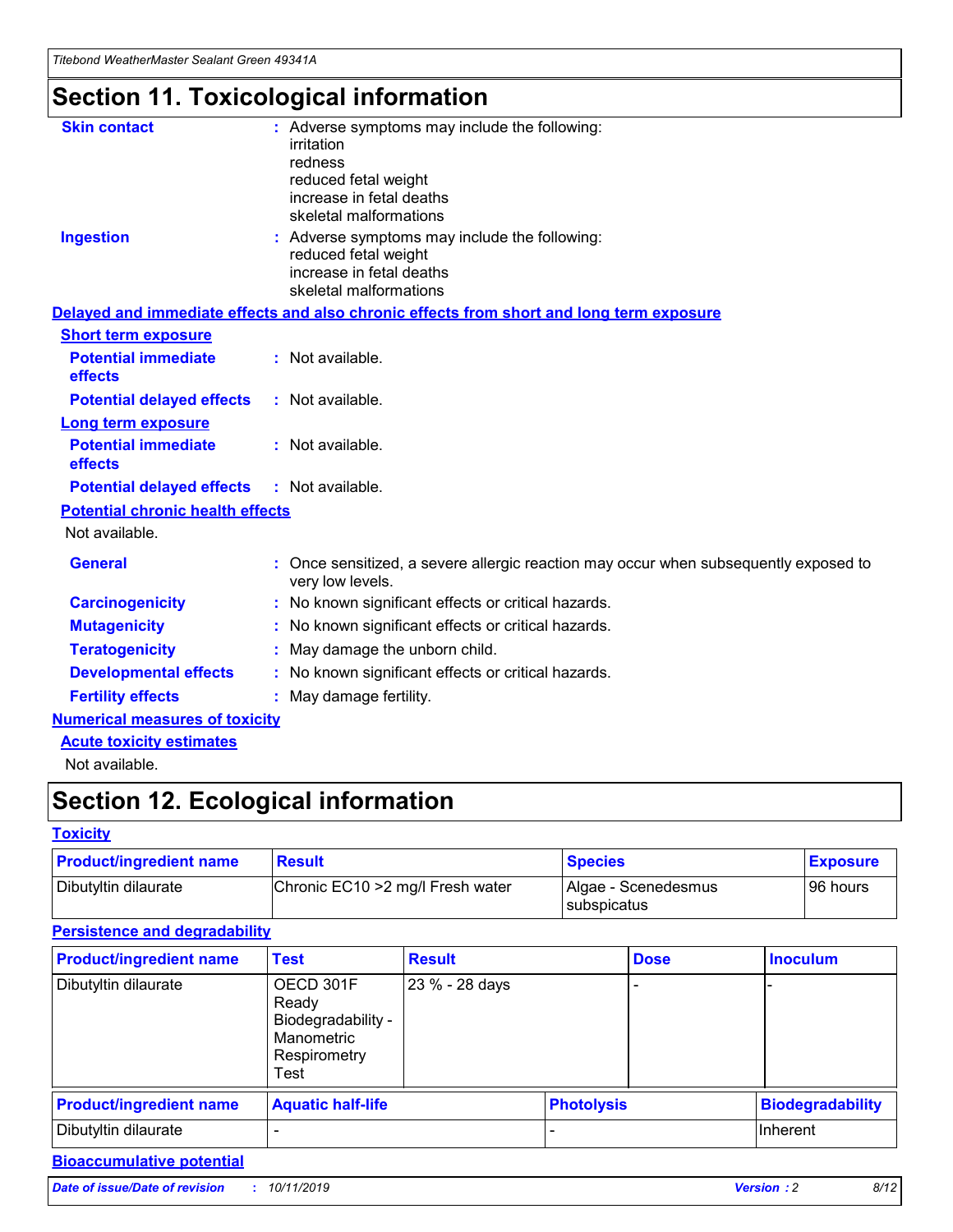# Section 11. Toxicological information

**Skin contact** : Adverse symptoms may include the following:
irritation
redness
reduced fetal weight
increase in fetal deaths
skeletal malformations

**Ingestion** : Adverse symptoms may include the following:
reduced fetal weight
increase in fetal deaths
skeletal malformations

**Delayed and immediate effects and also chronic effects from short and long term exposure**

**Short term exposure**

**Potential immediate effects** : Not available.

**Potential delayed effects** : Not available.

**Long term exposure**

**Potential immediate effects** : Not available.

**Potential delayed effects** : Not available.

**Potential chronic health effects**

Not available.

**General** : Once sensitized, a severe allergic reaction may occur when subsequently exposed to very low levels.

**Carcinogenicity** : No known significant effects or critical hazards.

**Mutagenicity** : No known significant effects or critical hazards.

**Teratogenicity** : May damage the unborn child.

**Developmental effects** : No known significant effects or critical hazards.

**Fertility effects** : May damage fertility.

**Numerical measures of toxicity**

**Acute toxicity estimates**

Not available.

# Section 12. Ecological information

**Toxicity**

| Product/ingredient name | Result | Species | Exposure |
|---|---|---|---|
| Dibutyltin dilaurate | Chronic EC10 >2 mg/l Fresh water | Algae - Scenedesmus subspicatus | 96 hours |

**Persistence and degradability**

| Product/ingredient name | Test | Result | Dose | Inoculum |
|---|---|---|---|---|
| Dibutyltin dilaurate | OECD 301F Ready Biodegradability - Manometric Respirometry Test | 23 % - 28 days | - | - |

| Product/ingredient name | Aquatic half-life | Photolysis | Biodegradability |
|---|---|---|---|
| Dibutyltin dilaurate | - | - | Inherent |

**Bioaccumulative potential**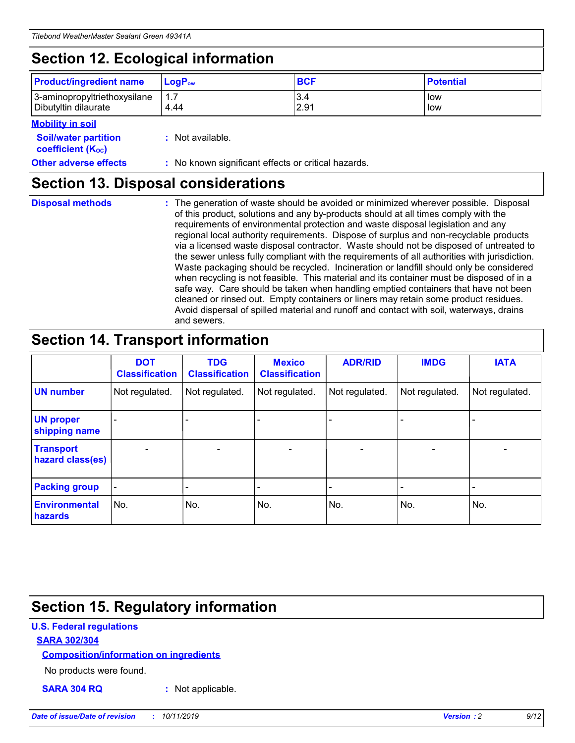## Section 12. Ecological information

| Product/ingredient name | $LogP_{ow}$ | BCF | Potential |
|---|---|---|---|
| 3-aminopropyltriethoxysilane | 1.7 | 3.4 | low |
| Dibutyltin dilaurate | 4.44 | 2.91 | low |

**Mobility in soil**

**Soil/water partition coefficient ($K_{OC}$)** : Not available.

**Other adverse effects** : No known significant effects or critical hazards.

## Section 13. Disposal considerations

**Disposal methods** : The generation of waste should be avoided or minimized wherever possible. Disposal of this product, solutions and any by-products should at all times comply with the requirements of environmental protection and waste disposal legislation and any regional local authority requirements. Dispose of surplus and non-recyclable products via a licensed waste disposal contractor. Waste should not be disposed of untreated to the sewer unless fully compliant with the requirements of all authorities with jurisdiction. Waste packaging should be recycled. Incineration or landfill should only be considered when recycling is not feasible. This material and its container must be disposed of in a safe way. Care should be taken when handling emptied containers that have not been cleaned or rinsed out. Empty containers or liners may retain some product residues. Avoid dispersal of spilled material and runoff and contact with soil, waterways, drains and sewers.

## Section 14. Transport information

| | DOT Classification | TDG Classification | Mexico Classification | ADR/RID | IMDG | IATA |
|---|---|---|---|---|---|---|
| UN number | Not regulated. | Not regulated. | Not regulated. | Not regulated. | Not regulated. | Not regulated. |
| UN proper shipping name | - | - | - | - | - | - |
| Transport hazard class(es) | - | - | - | - | - | - |
| Packing group | - | - | - | - | - | - |
| Environmental hazards | No. | No. | No. | No. | No. | No. |

## Section 15. Regulatory information

**U.S. Federal regulations**

**SARA 302/304**

**Composition/information on ingredients**

No products were found.

**SARA 304 RQ** : Not applicable.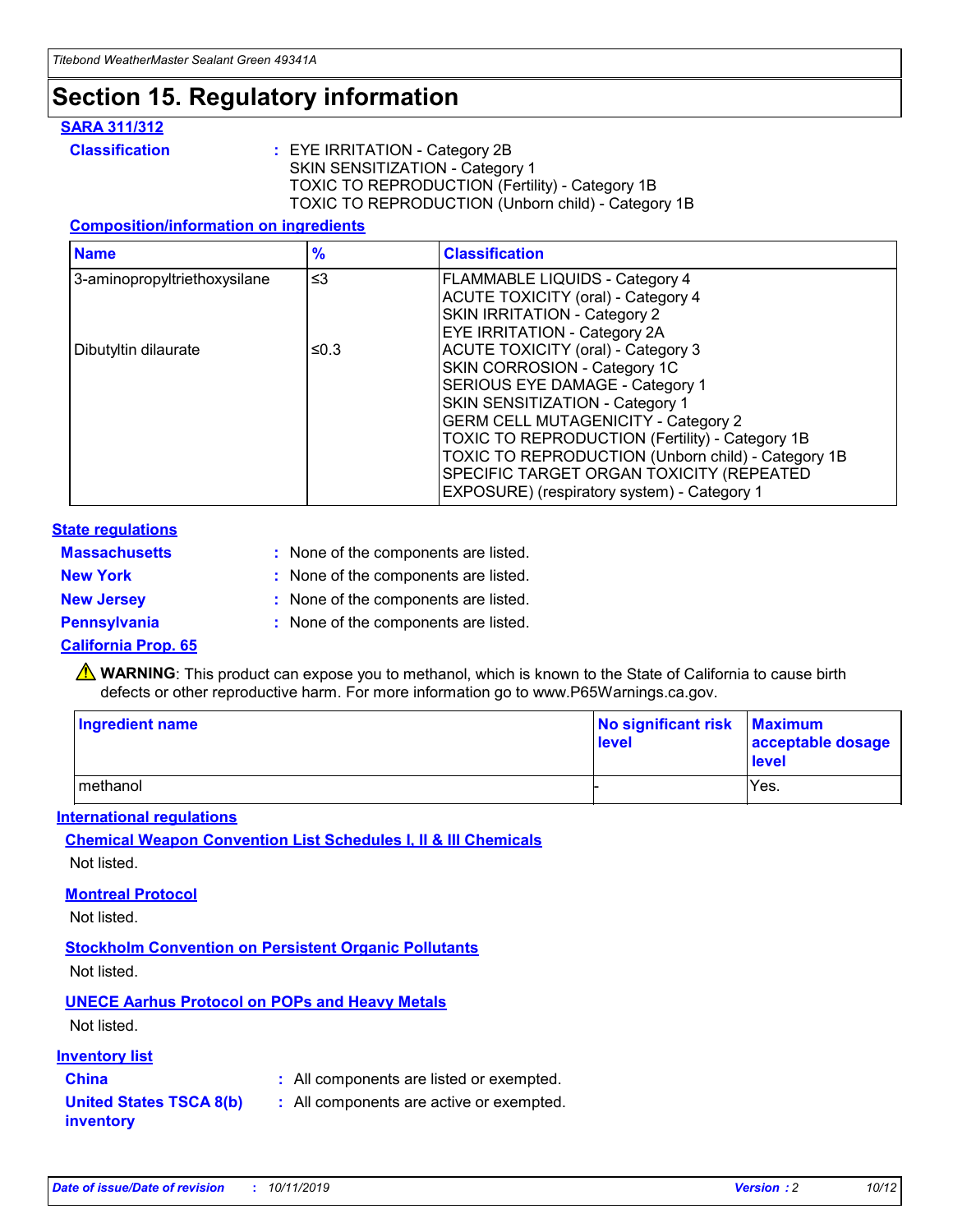# Section 15. Regulatory information

### SARA 311/312

**Classification** : EYE IRRITATION - Category 2B
SKIN SENSITIZATION - Category 1
TOXIC TO REPRODUCTION (Fertility) - Category 1B
TOXIC TO REPRODUCTION (Unborn child) - Category 1B

#### Composition/information on ingredients

| Name | % | Classification |
|---|---|---|
| 3-aminopropyltriethoxysilane | ≤3 | FLAMMABLE LIQUIDS - Category 4<br>ACUTE TOXICITY (oral) - Category 4<br>SKIN IRRITATION - Category 2<br>EYE IRRITATION - Category 2A |
| Dibutyltin dilaurate | ≤0.3 | ACUTE TOXICITY (oral) - Category 3<br>SKIN CORROSION - Category 1C<br>SERIOUS EYE DAMAGE - Category 1<br>SKIN SENSITIZATION - Category 1<br>GERM CELL MUTAGENICITY - Category 2<br>TOXIC TO REPRODUCTION (Fertility) - Category 1B<br>TOXIC TO REPRODUCTION (Unborn child) - Category 1B<br>SPECIFIC TARGET ORGAN TOXICITY (REPEATED EXPOSURE) (respiratory system) - Category 1 |

### State regulations

**Massachusetts** : None of the components are listed.

**New York** : None of the components are listed.

**New Jersey** : None of the components are listed.

**Pennsylvania** : None of the components are listed.

### California Prop. 65

⚠ **WARNING**: This product can expose you to methanol, which is known to the State of California to cause birth defects or other reproductive harm. For more information go to www.P65Warnings.ca.gov.

| Ingredient name | No significant risk level | Maximum acceptable dosage level |
|---|---|---|
| methanol | - | Yes. |

### International regulations

#### Chemical Weapon Convention List Schedules I, II & III Chemicals

Not listed.

#### Montreal Protocol

Not listed.

#### Stockholm Convention on Persistent Organic Pollutants

Not listed.

#### UNECE Aarhus Protocol on POPs and Heavy Metals

Not listed.

### Inventory list

**China** : All components are listed or exempted.

**United States TSCA 8(b) inventory** : All components are active or exempted.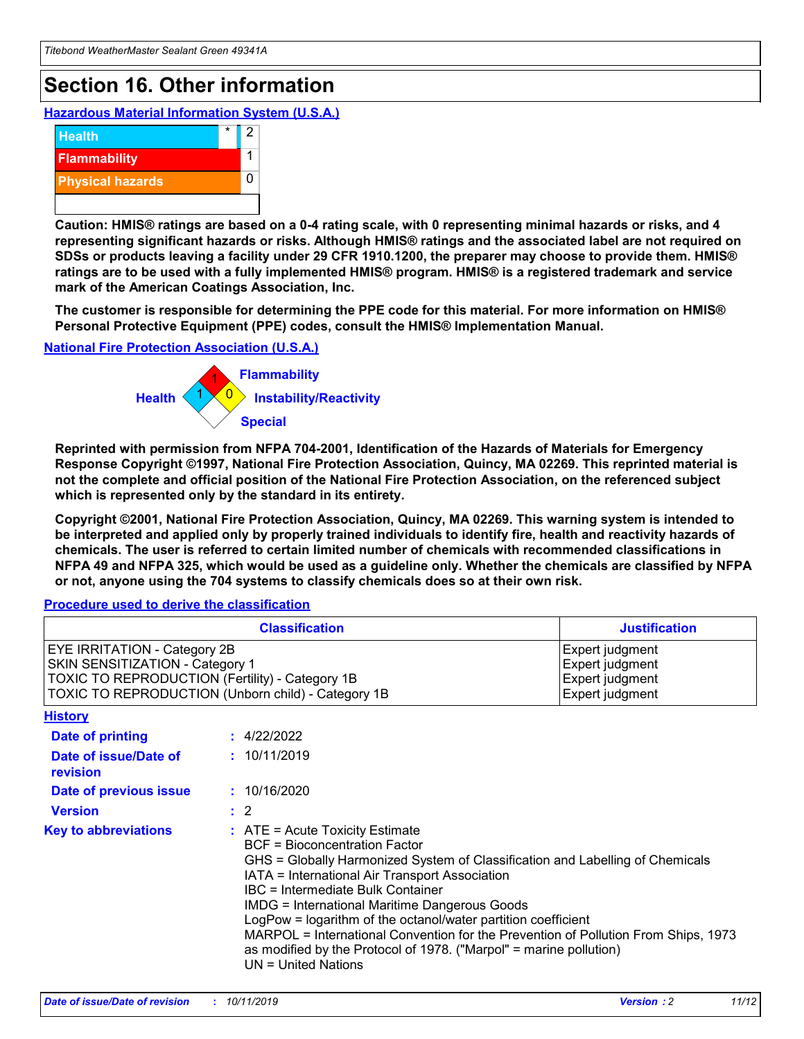# Section 16. Other information

### Hazardous Material Information System (U.S.A.)

| | | |
|---|---|---|
| Health | * | 2 |
| Flammability | | 1 |
| Physical hazards | | 0 |
| | | |

**Caution: HMIS® ratings are based on a 0-4 rating scale, with 0 representing minimal hazards or risks, and 4 representing significant hazards or risks. Although HMIS® ratings and the associated label are not required on SDSs or products leaving a facility under 29 CFR 1910.1200, the preparer may choose to provide them. HMIS® ratings are to be used with a fully implemented HMIS® program. HMIS® is a registered trademark and service mark of the American Coatings Association, Inc.**

**The customer is responsible for determining the PPE code for this material. For more information on HMIS® Personal Protective Equipment (PPE) codes, consult the HMIS® Implementation Manual.**

### National Fire Protection Association (U.S.A.)

Health: 1
Flammability: 1
Instability/Reactivity: 0
Special:

**Reprinted with permission from NFPA 704-2001, Identification of the Hazards of Materials for Emergency Response Copyright ©1997, National Fire Protection Association, Quincy, MA 02269. This reprinted material is not the complete and official position of the National Fire Protection Association, on the referenced subject which is represented only by the standard in its entirety.**

**Copyright ©2001, National Fire Protection Association, Quincy, MA 02269. This warning system is intended to be interpreted and applied only by properly trained individuals to identify fire, health and reactivity hazards of chemicals. The user is referred to certain limited number of chemicals with recommended classifications in NFPA 49 and NFPA 325, which would be used as a guideline only. Whether the chemicals are classified by NFPA or not, anyone using the 704 systems to classify chemicals does so at their own risk.**

### Procedure used to derive the classification

| Classification | Justification |
|---|---|
| EYE IRRITATION - Category 2B | Expert judgment |
| SKIN SENSITIZATION - Category 1 | Expert judgment |
| TOXIC TO REPRODUCTION (Fertility) - Category 1B | Expert judgment |
| TOXIC TO REPRODUCTION (Unborn child) - Category 1B | Expert judgment |

### History

**Date of printing** : 4/22/2022

**Date of issue/Date of revision** : 10/11/2019

**Date of previous issue** : 10/16/2020

**Version** : 2

**Key to abbreviations** :
ATE = Acute Toxicity Estimate
BCF = Bioconcentration Factor
GHS = Globally Harmonized System of Classification and Labelling of Chemicals
IATA = International Air Transport Association
IBC = Intermediate Bulk Container
IMDG = International Maritime Dangerous Goods
LogPow = logarithm of the octanol/water partition coefficient
MARPOL = International Convention for the Prevention of Pollution From Ships, 1973 as modified by the Protocol of 1978. ("Marpol" = marine pollution)
UN = United Nations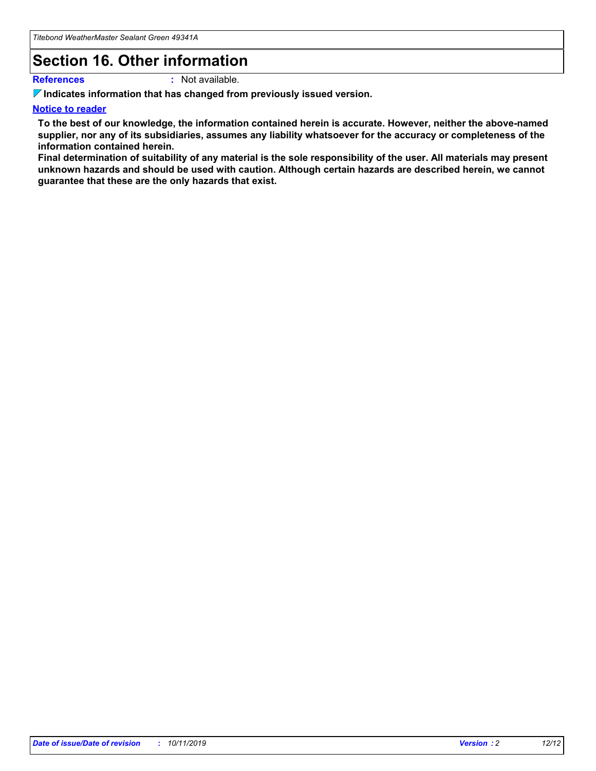# Section 16. Other information

**References** : Not available.

**Indicates information that has changed from previously issued version.**

**Notice to reader**

**To the best of our knowledge, the information contained herein is accurate. However, neither the above-named supplier, nor any of its subsidiaries, assumes any liability whatsoever for the accuracy or completeness of the information contained herein.**

**Final determination of suitability of any material is the sole responsibility of the user. All materials may present unknown hazards and should be used with caution. Although certain hazards are described herein, we cannot guarantee that these are the only hazards that exist.**